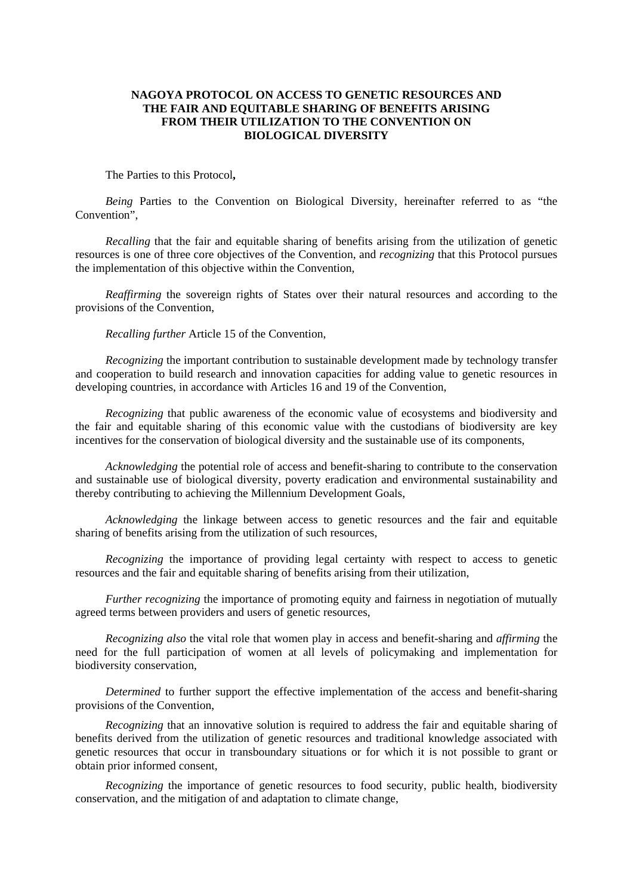# NAGOYA PROTOCOL ON ACCESS TO GENETIC RESOURCES AND THE FAIR AND EQUITABLE SHARING OF BENEFITS ARISING FROM THEIR UTILIZATION TO THE CONVENTION ON BIOLOGICAL DIVERSITY

The Parties to this Protocol**,**

*Being* Parties to the Convention on Biological Diversity, hereinafter referred to as "the Convention",

*Recalling* that the fair and equitable sharing of benefits arising from the utilization of genetic resources is one of three core objectives of the Convention, and *recognizing* that this Protocol pursues the implementation of this objective within the Convention,

*Reaffirming* the sovereign rights of States over their natural resources and according to the provisions of the Convention,

*Recalling further* Article 15 of the Convention,

*Recognizing* the important contribution to sustainable development made by technology transfer and cooperation to build research and innovation capacities for adding value to genetic resources in developing countries, in accordance with Articles 16 and 19 of the Convention,

*Recognizing* that public awareness of the economic value of ecosystems and biodiversity and the fair and equitable sharing of this economic value with the custodians of biodiversity are key incentives for the conservation of biological diversity and the sustainable use of its components,

*Acknowledging* the potential role of access and benefit-sharing to contribute to the conservation and sustainable use of biological diversity, poverty eradication and environmental sustainability and thereby contributing to achieving the Millennium Development Goals,

*Acknowledging* the linkage between access to genetic resources and the fair and equitable sharing of benefits arising from the utilization of such resources,

*Recognizing* the importance of providing legal certainty with respect to access to genetic resources and the fair and equitable sharing of benefits arising from their utilization,

*Further recognizing* the importance of promoting equity and fairness in negotiation of mutually agreed terms between providers and users of genetic resources,

*Recognizing also* the vital role that women play in access and benefit-sharing and *affirming* the need for the full participation of women at all levels of policymaking and implementation for biodiversity conservation,

*Determined* to further support the effective implementation of the access and benefit-sharing provisions of the Convention,

*Recognizing* that an innovative solution is required to address the fair and equitable sharing of benefits derived from the utilization of genetic resources and traditional knowledge associated with genetic resources that occur in transboundary situations or for which it is not possible to grant or obtain prior informed consent,

*Recognizing* the importance of genetic resources to food security, public health, biodiversity conservation, and the mitigation of and adaptation to climate change,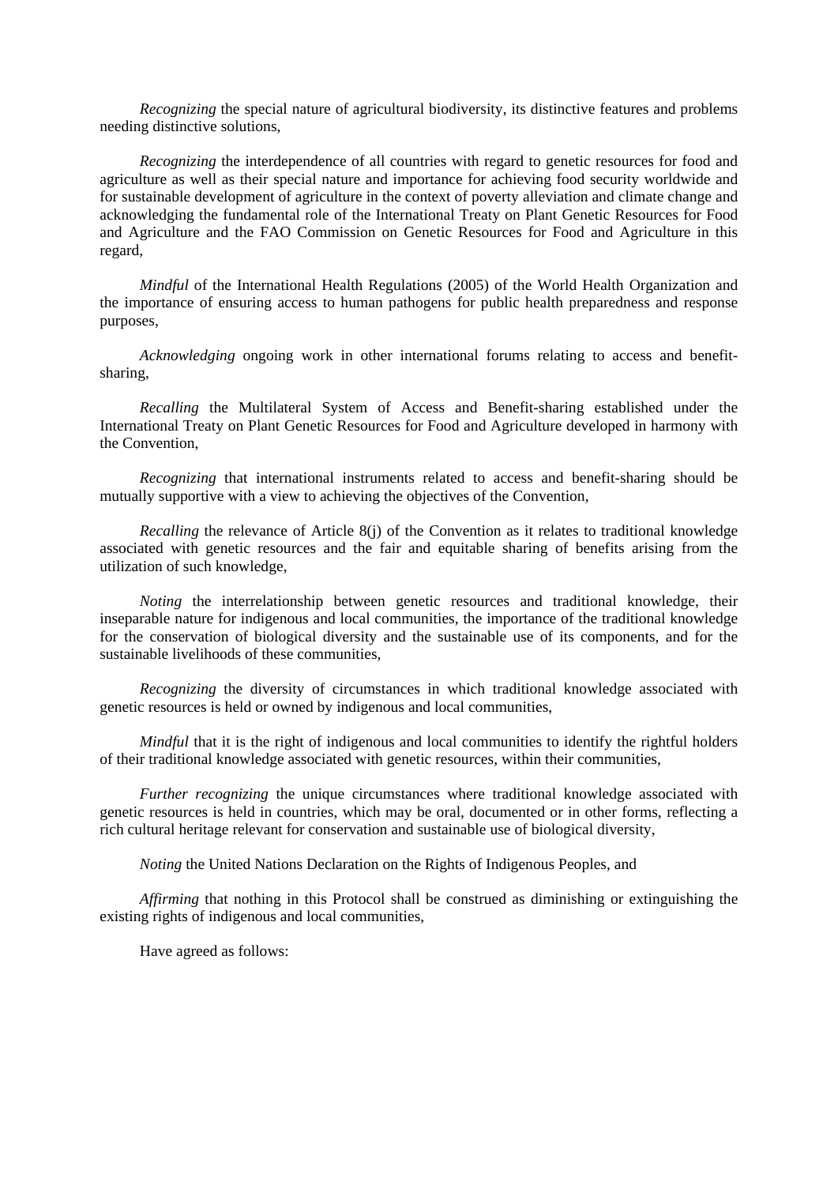*Recognizing* the special nature of agricultural biodiversity, its distinctive features and problems needing distinctive solutions,

*Recognizing* the interdependence of all countries with regard to genetic resources for food and agriculture as well as their special nature and importance for achieving food security worldwide and for sustainable development of agriculture in the context of poverty alleviation and climate change and acknowledging the fundamental role of the International Treaty on Plant Genetic Resources for Food and Agriculture and the FAO Commission on Genetic Resources for Food and Agriculture in this regard,

*Mindful* of the International Health Regulations (2005) of the World Health Organization and the importance of ensuring access to human pathogens for public health preparedness and response purposes,

*Acknowledging* ongoing work in other international forums relating to access and benefit-sharing,

*Recalling* the Multilateral System of Access and Benefit-sharing established under the International Treaty on Plant Genetic Resources for Food and Agriculture developed in harmony with the Convention,

*Recognizing* that international instruments related to access and benefit-sharing should be mutually supportive with a view to achieving the objectives of the Convention,

*Recalling* the relevance of Article 8(j) of the Convention as it relates to traditional knowledge associated with genetic resources and the fair and equitable sharing of benefits arising from the utilization of such knowledge,

*Noting* the interrelationship between genetic resources and traditional knowledge, their inseparable nature for indigenous and local communities, the importance of the traditional knowledge for the conservation of biological diversity and the sustainable use of its components, and for the sustainable livelihoods of these communities,

*Recognizing* the diversity of circumstances in which traditional knowledge associated with genetic resources is held or owned by indigenous and local communities,

*Mindful* that it is the right of indigenous and local communities to identify the rightful holders of their traditional knowledge associated with genetic resources, within their communities,

*Further recognizing* the unique circumstances where traditional knowledge associated with genetic resources is held in countries, which may be oral, documented or in other forms, reflecting a rich cultural heritage relevant for conservation and sustainable use of biological diversity,

*Noting* the United Nations Declaration on the Rights of Indigenous Peoples, and

*Affirming* that nothing in this Protocol shall be construed as diminishing or extinguishing the existing rights of indigenous and local communities,

Have agreed as follows: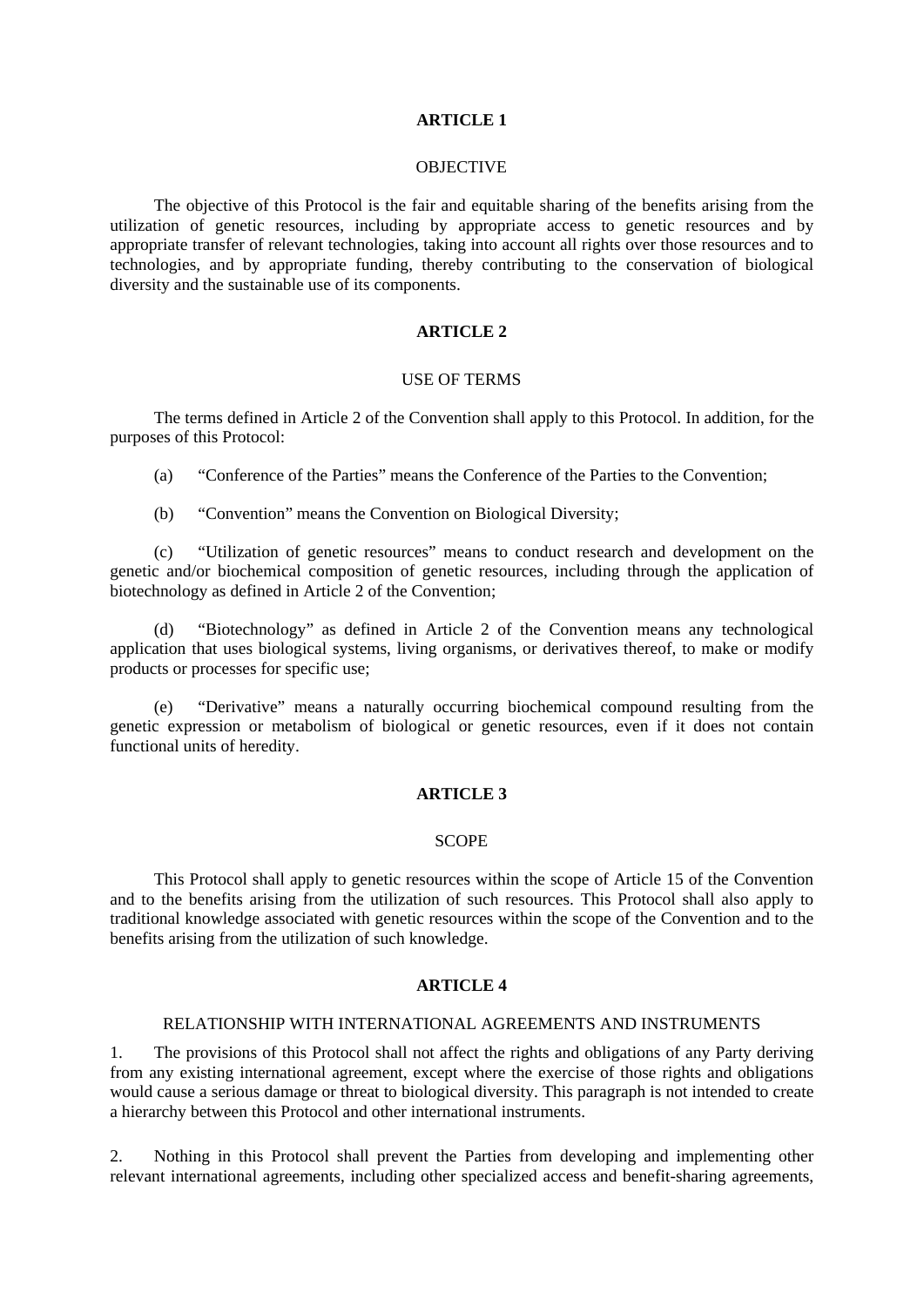## ARTICLE 1

OBJECTIVE

The objective of this Protocol is the fair and equitable sharing of the benefits arising from the utilization of genetic resources, including by appropriate access to genetic resources and by appropriate transfer of relevant technologies, taking into account all rights over those resources and to technologies, and by appropriate funding, thereby contributing to the conservation of biological diversity and the sustainable use of its components.

## ARTICLE 2

USE OF TERMS

The terms defined in Article 2 of the Convention shall apply to this Protocol. In addition, for the purposes of this Protocol:

(a) "Conference of the Parties" means the Conference of the Parties to the Convention;

(b) "Convention" means the Convention on Biological Diversity;

(c) "Utilization of genetic resources" means to conduct research and development on the genetic and/or biochemical composition of genetic resources, including through the application of biotechnology as defined in Article 2 of the Convention;

(d) "Biotechnology" as defined in Article 2 of the Convention means any technological application that uses biological systems, living organisms, or derivatives thereof, to make or modify products or processes for specific use;

(e) "Derivative" means a naturally occurring biochemical compound resulting from the genetic expression or metabolism of biological or genetic resources, even if it does not contain functional units of heredity.

## ARTICLE 3

SCOPE

This Protocol shall apply to genetic resources within the scope of Article 15 of the Convention and to the benefits arising from the utilization of such resources. This Protocol shall also apply to traditional knowledge associated with genetic resources within the scope of the Convention and to the benefits arising from the utilization of such knowledge.

## ARTICLE 4

RELATIONSHIP WITH INTERNATIONAL AGREEMENTS AND INSTRUMENTS

1. The provisions of this Protocol shall not affect the rights and obligations of any Party deriving from any existing international agreement, except where the exercise of those rights and obligations would cause a serious damage or threat to biological diversity. This paragraph is not intended to create a hierarchy between this Protocol and other international instruments.

2. Nothing in this Protocol shall prevent the Parties from developing and implementing other relevant international agreements, including other specialized access and benefit-sharing agreements,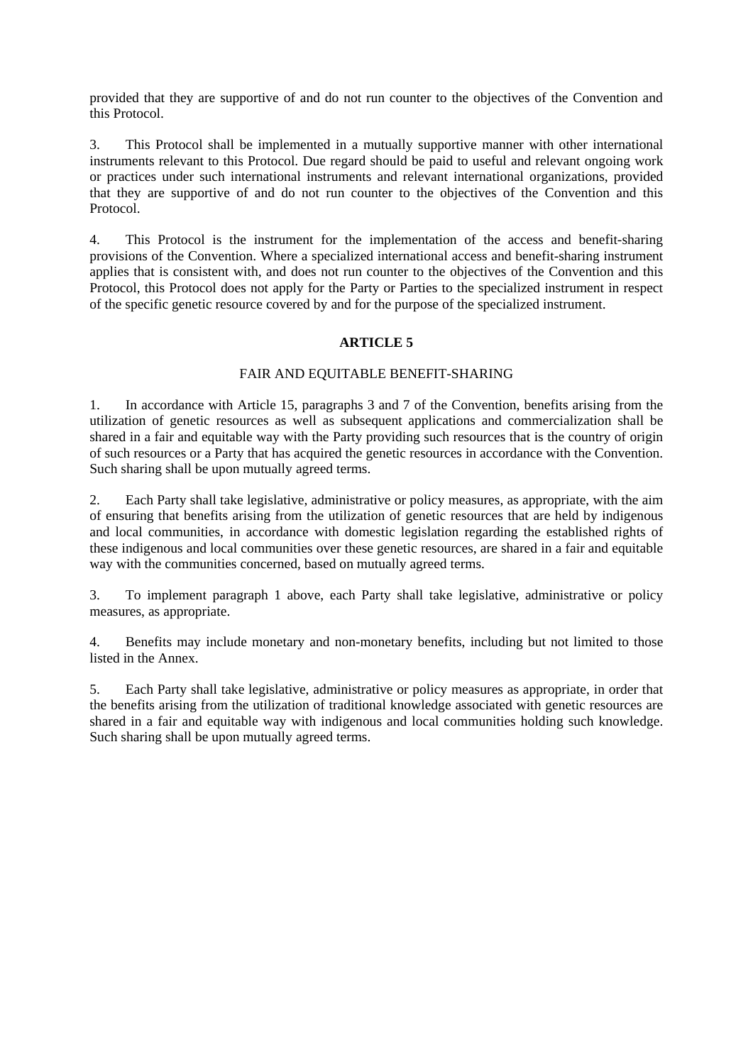provided that they are supportive of and do not run counter to the objectives of the Convention and this Protocol.

3. This Protocol shall be implemented in a mutually supportive manner with other international instruments relevant to this Protocol. Due regard should be paid to useful and relevant ongoing work or practices under such international instruments and relevant international organizations, provided that they are supportive of and do not run counter to the objectives of the Convention and this Protocol.

4. This Protocol is the instrument for the implementation of the access and benefit-sharing provisions of the Convention. Where a specialized international access and benefit-sharing instrument applies that is consistent with, and does not run counter to the objectives of the Convention and this Protocol, this Protocol does not apply for the Party or Parties to the specialized instrument in respect of the specific genetic resource covered by and for the purpose of the specialized instrument.

## ARTICLE 5

### FAIR AND EQUITABLE BENEFIT-SHARING

1. In accordance with Article 15, paragraphs 3 and 7 of the Convention, benefits arising from the utilization of genetic resources as well as subsequent applications and commercialization shall be shared in a fair and equitable way with the Party providing such resources that is the country of origin of such resources or a Party that has acquired the genetic resources in accordance with the Convention. Such sharing shall be upon mutually agreed terms.

2. Each Party shall take legislative, administrative or policy measures, as appropriate, with the aim of ensuring that benefits arising from the utilization of genetic resources that are held by indigenous and local communities, in accordance with domestic legislation regarding the established rights of these indigenous and local communities over these genetic resources, are shared in a fair and equitable way with the communities concerned, based on mutually agreed terms.

3. To implement paragraph 1 above, each Party shall take legislative, administrative or policy measures, as appropriate.

4. Benefits may include monetary and non-monetary benefits, including but not limited to those listed in the Annex.

5. Each Party shall take legislative, administrative or policy measures as appropriate, in order that the benefits arising from the utilization of traditional knowledge associated with genetic resources are shared in a fair and equitable way with indigenous and local communities holding such knowledge. Such sharing shall be upon mutually agreed terms.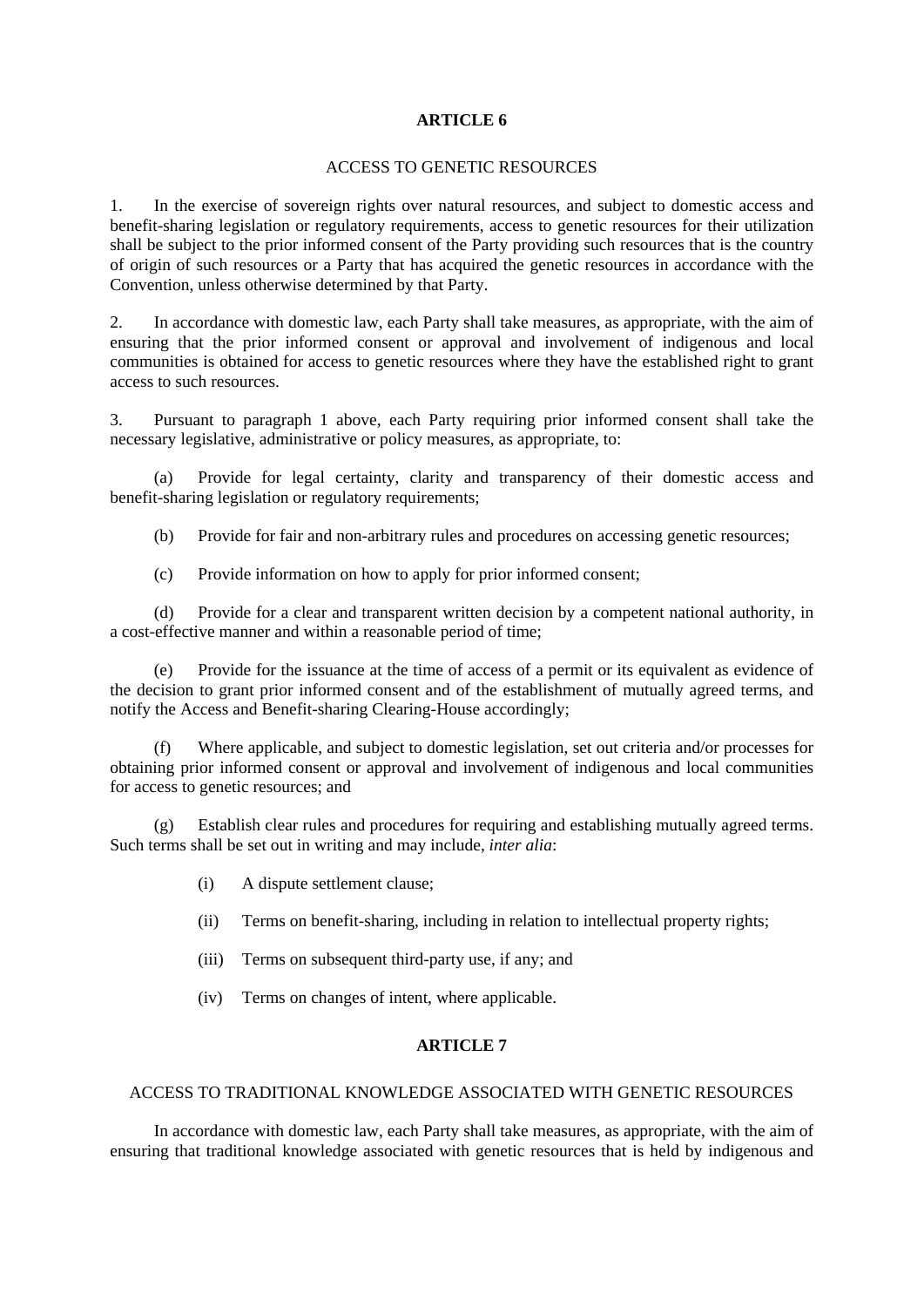## ARTICLE 6

### ACCESS TO GENETIC RESOURCES

1. In the exercise of sovereign rights over natural resources, and subject to domestic access and benefit-sharing legislation or regulatory requirements, access to genetic resources for their utilization shall be subject to the prior informed consent of the Party providing such resources that is the country of origin of such resources or a Party that has acquired the genetic resources in accordance with the Convention, unless otherwise determined by that Party.

2. In accordance with domestic law, each Party shall take measures, as appropriate, with the aim of ensuring that the prior informed consent or approval and involvement of indigenous and local communities is obtained for access to genetic resources where they have the established right to grant access to such resources.

3. Pursuant to paragraph 1 above, each Party requiring prior informed consent shall take the necessary legislative, administrative or policy measures, as appropriate, to:

(a) Provide for legal certainty, clarity and transparency of their domestic access and benefit-sharing legislation or regulatory requirements;

(b) Provide for fair and non-arbitrary rules and procedures on accessing genetic resources;

(c) Provide information on how to apply for prior informed consent;

(d) Provide for a clear and transparent written decision by a competent national authority, in a cost-effective manner and within a reasonable period of time;

(e) Provide for the issuance at the time of access of a permit or its equivalent as evidence of the decision to grant prior informed consent and of the establishment of mutually agreed terms, and notify the Access and Benefit-sharing Clearing-House accordingly;

(f) Where applicable, and subject to domestic legislation, set out criteria and/or processes for obtaining prior informed consent or approval and involvement of indigenous and local communities for access to genetic resources; and

(g) Establish clear rules and procedures for requiring and establishing mutually agreed terms. Such terms shall be set out in writing and may include, *inter alia*:

(i) A dispute settlement clause;

(ii) Terms on benefit-sharing, including in relation to intellectual property rights;

(iii) Terms on subsequent third-party use, if any; and

(iv) Terms on changes of intent, where applicable.

## ARTICLE 7

### ACCESS TO TRADITIONAL KNOWLEDGE ASSOCIATED WITH GENETIC RESOURCES

In accordance with domestic law, each Party shall take measures, as appropriate, with the aim of ensuring that traditional knowledge associated with genetic resources that is held by indigenous and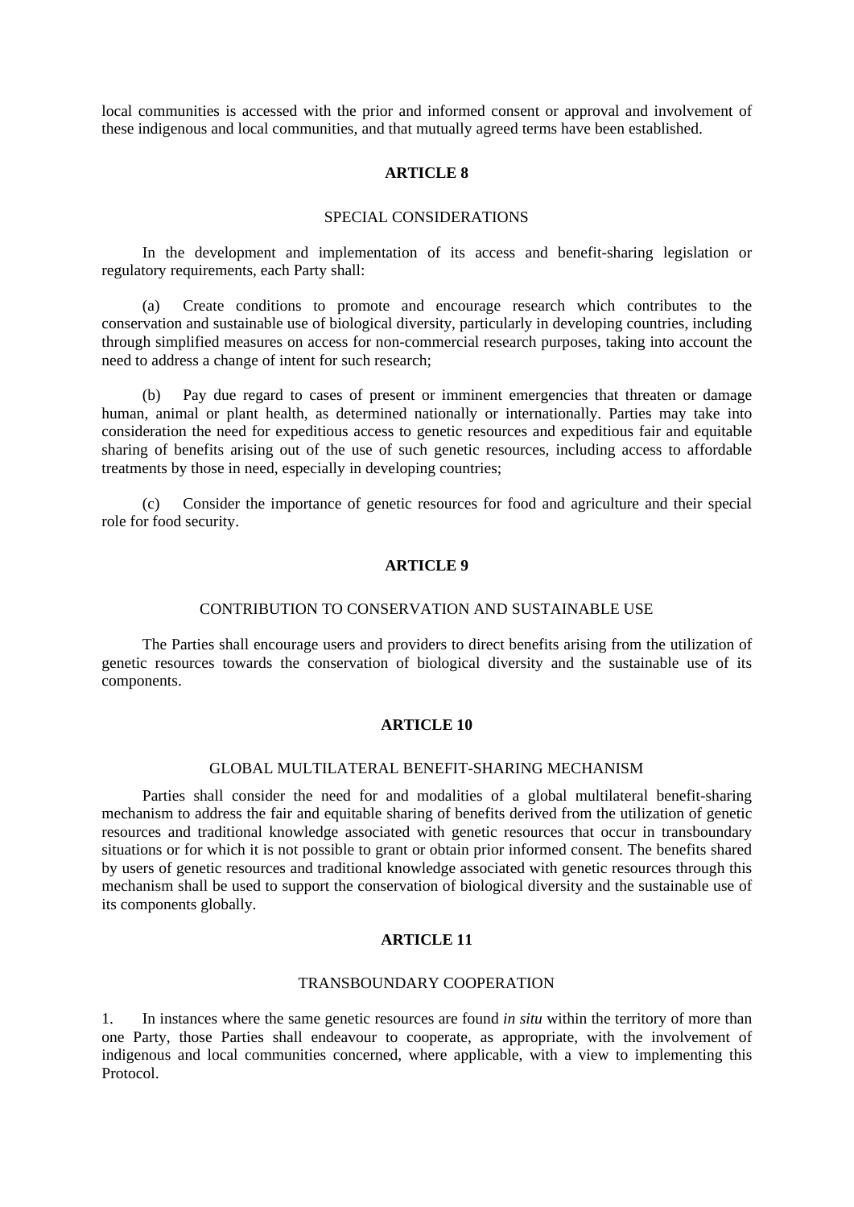local communities is accessed with the prior and informed consent or approval and involvement of these indigenous and local communities, and that mutually agreed terms have been established.

## ARTICLE 8

### SPECIAL CONSIDERATIONS

In the development and implementation of its access and benefit-sharing legislation or regulatory requirements, each Party shall:

(a) Create conditions to promote and encourage research which contributes to the conservation and sustainable use of biological diversity, particularly in developing countries, including through simplified measures on access for non-commercial research purposes, taking into account the need to address a change of intent for such research;

(b) Pay due regard to cases of present or imminent emergencies that threaten or damage human, animal or plant health, as determined nationally or internationally. Parties may take into consideration the need for expeditious access to genetic resources and expeditious fair and equitable sharing of benefits arising out of the use of such genetic resources, including access to affordable treatments by those in need, especially in developing countries;

(c) Consider the importance of genetic resources for food and agriculture and their special role for food security.

## ARTICLE 9

### CONTRIBUTION TO CONSERVATION AND SUSTAINABLE USE

The Parties shall encourage users and providers to direct benefits arising from the utilization of genetic resources towards the conservation of biological diversity and the sustainable use of its components.

## ARTICLE 10

### GLOBAL MULTILATERAL BENEFIT-SHARING MECHANISM

Parties shall consider the need for and modalities of a global multilateral benefit-sharing mechanism to address the fair and equitable sharing of benefits derived from the utilization of genetic resources and traditional knowledge associated with genetic resources that occur in transboundary situations or for which it is not possible to grant or obtain prior informed consent. The benefits shared by users of genetic resources and traditional knowledge associated with genetic resources through this mechanism shall be used to support the conservation of biological diversity and the sustainable use of its components globally.

## ARTICLE 11

### TRANSBOUNDARY COOPERATION

1. In instances where the same genetic resources are found *in situ* within the territory of more than one Party, those Parties shall endeavour to cooperate, as appropriate, with the involvement of indigenous and local communities concerned, where applicable, with a view to implementing this Protocol.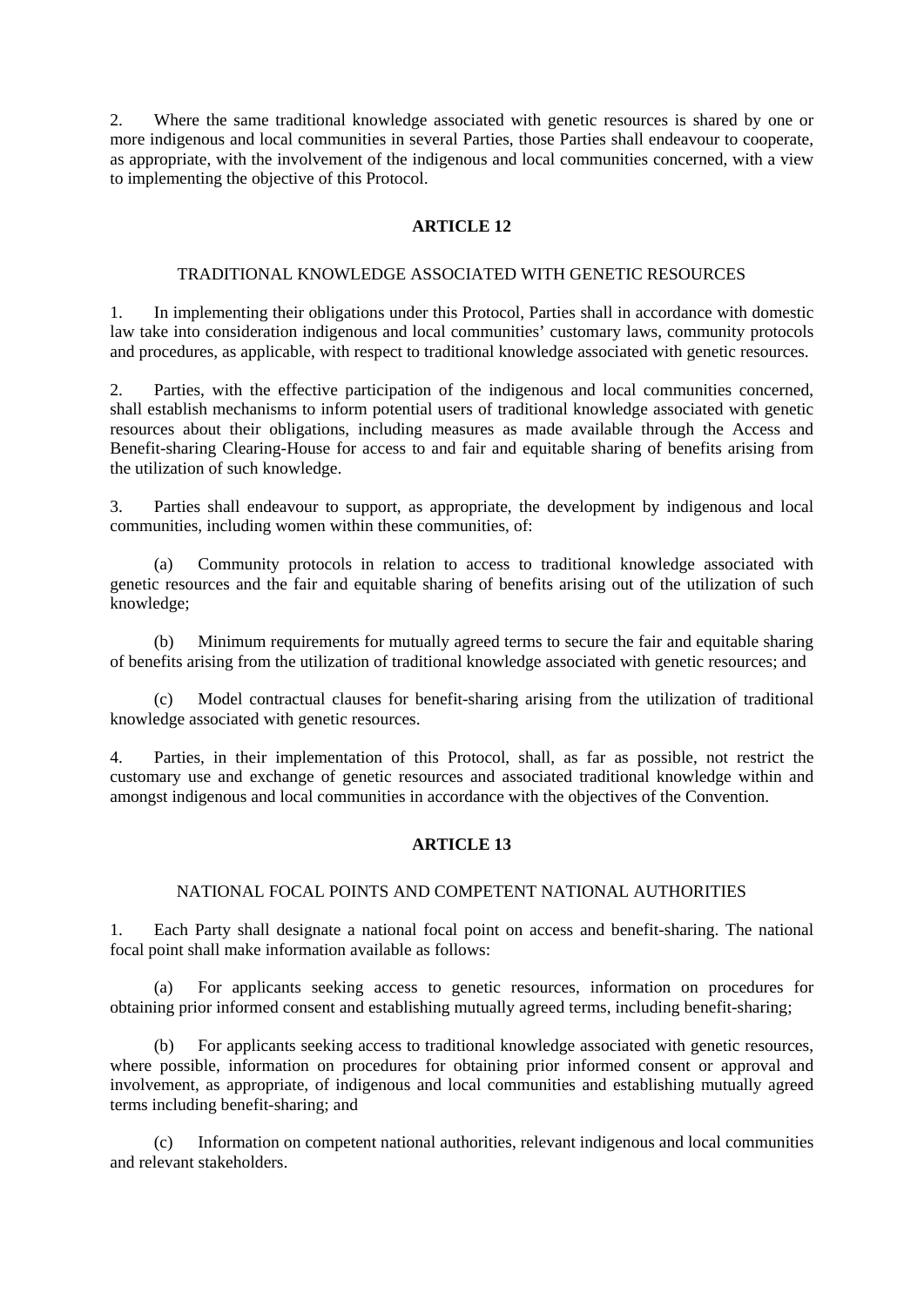2. Where the same traditional knowledge associated with genetic resources is shared by one or more indigenous and local communities in several Parties, those Parties shall endeavour to cooperate, as appropriate, with the involvement of the indigenous and local communities concerned, with a view to implementing the objective of this Protocol.

## ARTICLE 12

### TRADITIONAL KNOWLEDGE ASSOCIATED WITH GENETIC RESOURCES

1. In implementing their obligations under this Protocol, Parties shall in accordance with domestic law take into consideration indigenous and local communities' customary laws, community protocols and procedures, as applicable, with respect to traditional knowledge associated with genetic resources.

2. Parties, with the effective participation of the indigenous and local communities concerned, shall establish mechanisms to inform potential users of traditional knowledge associated with genetic resources about their obligations, including measures as made available through the Access and Benefit-sharing Clearing-House for access to and fair and equitable sharing of benefits arising from the utilization of such knowledge.

3. Parties shall endeavour to support, as appropriate, the development by indigenous and local communities, including women within these communities, of:

(a) Community protocols in relation to access to traditional knowledge associated with genetic resources and the fair and equitable sharing of benefits arising out of the utilization of such knowledge;

(b) Minimum requirements for mutually agreed terms to secure the fair and equitable sharing of benefits arising from the utilization of traditional knowledge associated with genetic resources; and

(c) Model contractual clauses for benefit-sharing arising from the utilization of traditional knowledge associated with genetic resources.

4. Parties, in their implementation of this Protocol, shall, as far as possible, not restrict the customary use and exchange of genetic resources and associated traditional knowledge within and amongst indigenous and local communities in accordance with the objectives of the Convention.

## ARTICLE 13

### NATIONAL FOCAL POINTS AND COMPETENT NATIONAL AUTHORITIES

1. Each Party shall designate a national focal point on access and benefit-sharing. The national focal point shall make information available as follows:

(a) For applicants seeking access to genetic resources, information on procedures for obtaining prior informed consent and establishing mutually agreed terms, including benefit-sharing;

(b) For applicants seeking access to traditional knowledge associated with genetic resources, where possible, information on procedures for obtaining prior informed consent or approval and involvement, as appropriate, of indigenous and local communities and establishing mutually agreed terms including benefit-sharing; and

(c) Information on competent national authorities, relevant indigenous and local communities and relevant stakeholders.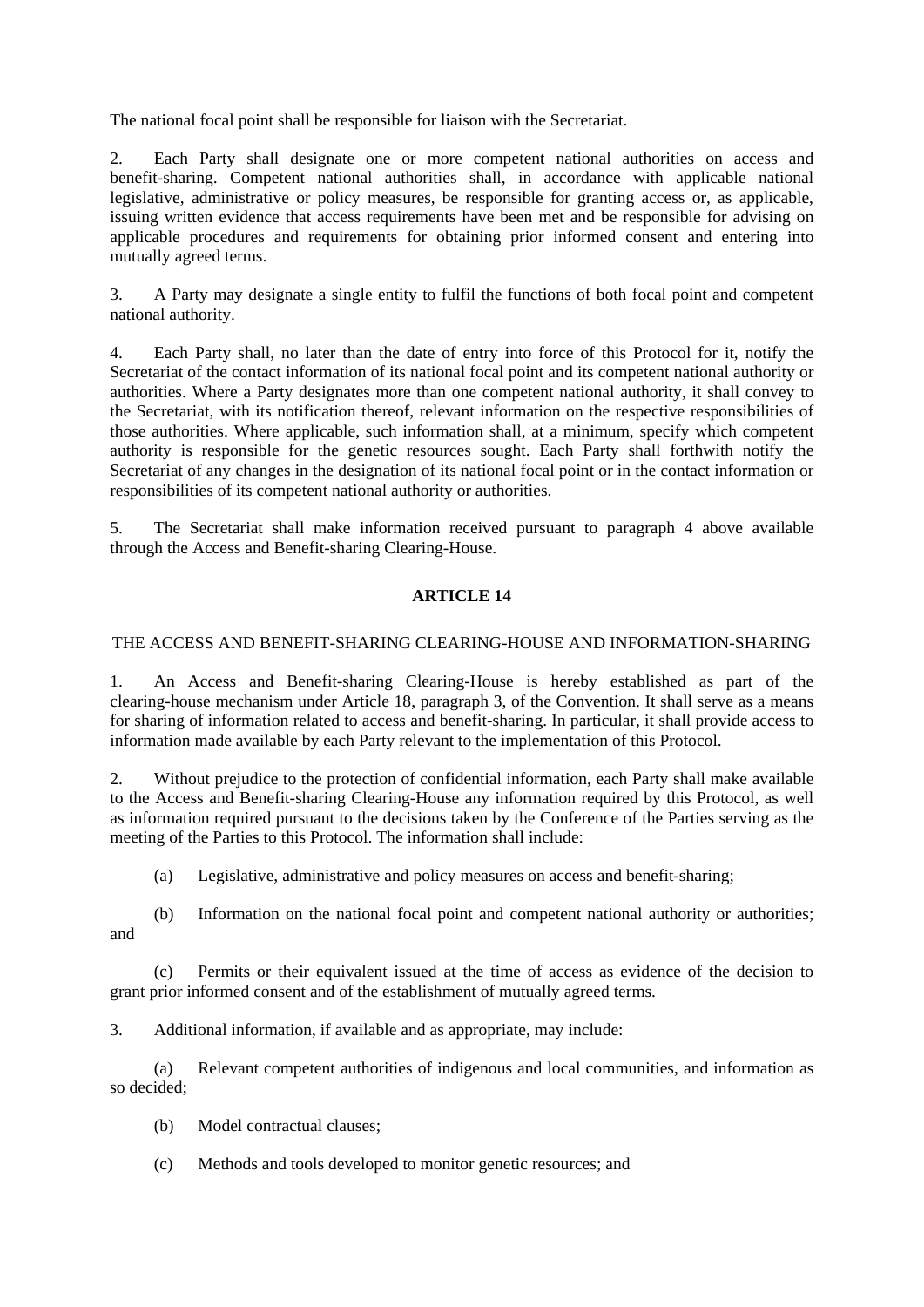The national focal point shall be responsible for liaison with the Secretariat.

2. Each Party shall designate one or more competent national authorities on access and benefit-sharing. Competent national authorities shall, in accordance with applicable national legislative, administrative or policy measures, be responsible for granting access or, as applicable, issuing written evidence that access requirements have been met and be responsible for advising on applicable procedures and requirements for obtaining prior informed consent and entering into mutually agreed terms.

3. A Party may designate a single entity to fulfil the functions of both focal point and competent national authority.

4. Each Party shall, no later than the date of entry into force of this Protocol for it, notify the Secretariat of the contact information of its national focal point and its competent national authority or authorities. Where a Party designates more than one competent national authority, it shall convey to the Secretariat, with its notification thereof, relevant information on the respective responsibilities of those authorities. Where applicable, such information shall, at a minimum, specify which competent authority is responsible for the genetic resources sought. Each Party shall forthwith notify the Secretariat of any changes in the designation of its national focal point or in the contact information or responsibilities of its competent national authority or authorities.

5. The Secretariat shall make information received pursuant to paragraph 4 above available through the Access and Benefit-sharing Clearing-House.

## ARTICLE 14

### THE ACCESS AND BENEFIT-SHARING CLEARING-HOUSE AND INFORMATION-SHARING

1. An Access and Benefit-sharing Clearing-House is hereby established as part of the clearing-house mechanism under Article 18, paragraph 3, of the Convention. It shall serve as a means for sharing of information related to access and benefit-sharing. In particular, it shall provide access to information made available by each Party relevant to the implementation of this Protocol.

2. Without prejudice to the protection of confidential information, each Party shall make available to the Access and Benefit-sharing Clearing-House any information required by this Protocol, as well as information required pursuant to the decisions taken by the Conference of the Parties serving as the meeting of the Parties to this Protocol. The information shall include:

(a) Legislative, administrative and policy measures on access and benefit-sharing;

(b) Information on the national focal point and competent national authority or authorities; and

(c) Permits or their equivalent issued at the time of access as evidence of the decision to grant prior informed consent and of the establishment of mutually agreed terms.

3. Additional information, if available and as appropriate, may include:

(a) Relevant competent authorities of indigenous and local communities, and information as so decided;

(b) Model contractual clauses;

(c) Methods and tools developed to monitor genetic resources; and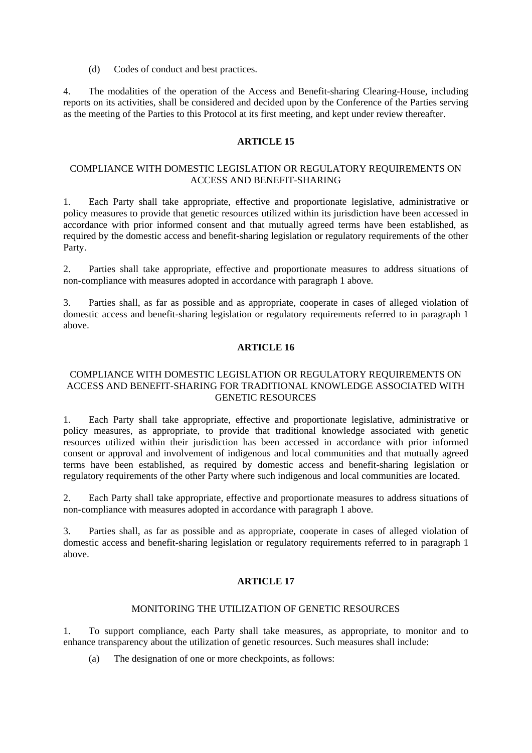(d) Codes of conduct and best practices.

4. The modalities of the operation of the Access and Benefit-sharing Clearing-House, including reports on its activities, shall be considered and decided upon by the Conference of the Parties serving as the meeting of the Parties to this Protocol at its first meeting, and kept under review thereafter.

## ARTICLE 15

### COMPLIANCE WITH DOMESTIC LEGISLATION OR REGULATORY REQUIREMENTS ON ACCESS AND BENEFIT-SHARING

1. Each Party shall take appropriate, effective and proportionate legislative, administrative or policy measures to provide that genetic resources utilized within its jurisdiction have been accessed in accordance with prior informed consent and that mutually agreed terms have been established, as required by the domestic access and benefit-sharing legislation or regulatory requirements of the other Party.

2. Parties shall take appropriate, effective and proportionate measures to address situations of non-compliance with measures adopted in accordance with paragraph 1 above.

3. Parties shall, as far as possible and as appropriate, cooperate in cases of alleged violation of domestic access and benefit-sharing legislation or regulatory requirements referred to in paragraph 1 above.

## ARTICLE 16

### COMPLIANCE WITH DOMESTIC LEGISLATION OR REGULATORY REQUIREMENTS ON ACCESS AND BENEFIT-SHARING FOR TRADITIONAL KNOWLEDGE ASSOCIATED WITH GENETIC RESOURCES

1. Each Party shall take appropriate, effective and proportionate legislative, administrative or policy measures, as appropriate, to provide that traditional knowledge associated with genetic resources utilized within their jurisdiction has been accessed in accordance with prior informed consent or approval and involvement of indigenous and local communities and that mutually agreed terms have been established, as required by domestic access and benefit-sharing legislation or regulatory requirements of the other Party where such indigenous and local communities are located.

2. Each Party shall take appropriate, effective and proportionate measures to address situations of non-compliance with measures adopted in accordance with paragraph 1 above.

3. Parties shall, as far as possible and as appropriate, cooperate in cases of alleged violation of domestic access and benefit-sharing legislation or regulatory requirements referred to in paragraph 1 above.

## ARTICLE 17

### MONITORING THE UTILIZATION OF GENETIC RESOURCES

1. To support compliance, each Party shall take measures, as appropriate, to monitor and to enhance transparency about the utilization of genetic resources. Such measures shall include:

(a) The designation of one or more checkpoints, as follows: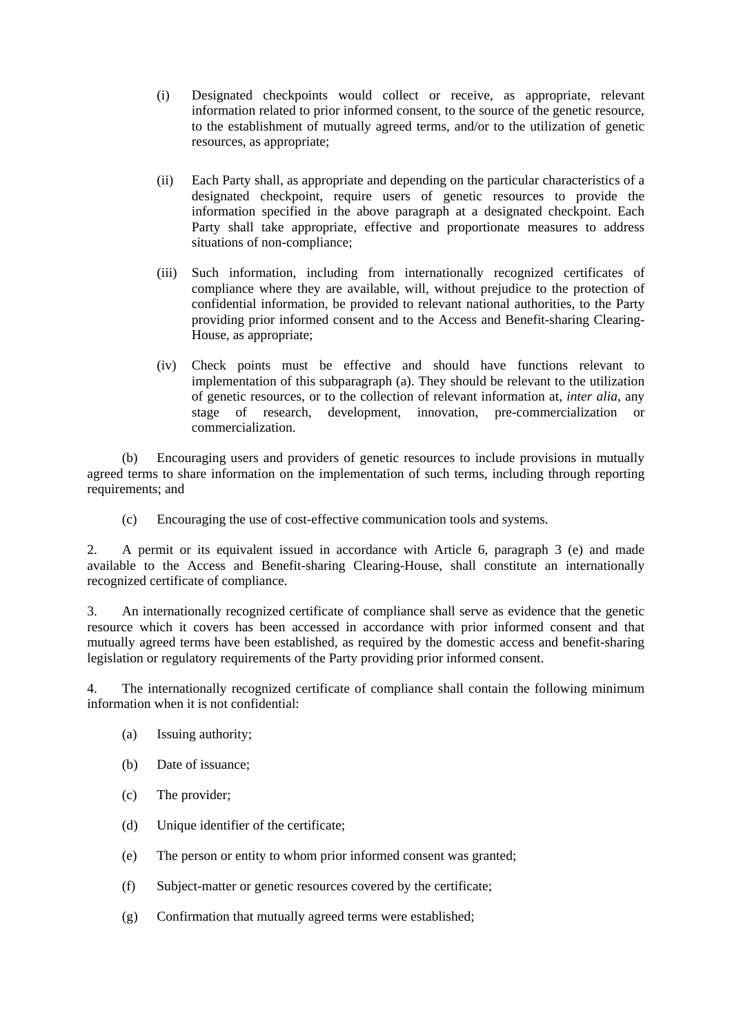(i) Designated checkpoints would collect or receive, as appropriate, relevant information related to prior informed consent, to the source of the genetic resource, to the establishment of mutually agreed terms, and/or to the utilization of genetic resources, as appropriate;

(ii) Each Party shall, as appropriate and depending on the particular characteristics of a designated checkpoint, require users of genetic resources to provide the information specified in the above paragraph at a designated checkpoint. Each Party shall take appropriate, effective and proportionate measures to address situations of non-compliance;

(iii) Such information, including from internationally recognized certificates of compliance where they are available, will, without prejudice to the protection of confidential information, be provided to relevant national authorities, to the Party providing prior informed consent and to the Access and Benefit-sharing Clearing-House, as appropriate;

(iv) Check points must be effective and should have functions relevant to implementation of this subparagraph (a). They should be relevant to the utilization of genetic resources, or to the collection of relevant information at, *inter alia*, any stage of research, development, innovation, pre-commercialization or commercialization.

(b) Encouraging users and providers of genetic resources to include provisions in mutually agreed terms to share information on the implementation of such terms, including through reporting requirements; and

(c) Encouraging the use of cost-effective communication tools and systems.

2. A permit or its equivalent issued in accordance with Article 6, paragraph 3 (e) and made available to the Access and Benefit-sharing Clearing-House, shall constitute an internationally recognized certificate of compliance.

3. An internationally recognized certificate of compliance shall serve as evidence that the genetic resource which it covers has been accessed in accordance with prior informed consent and that mutually agreed terms have been established, as required by the domestic access and benefit-sharing legislation or regulatory requirements of the Party providing prior informed consent.

4. The internationally recognized certificate of compliance shall contain the following minimum information when it is not confidential:

(a) Issuing authority;

(b) Date of issuance;

(c) The provider;

(d) Unique identifier of the certificate;

(e) The person or entity to whom prior informed consent was granted;

(f) Subject-matter or genetic resources covered by the certificate;

(g) Confirmation that mutually agreed terms were established;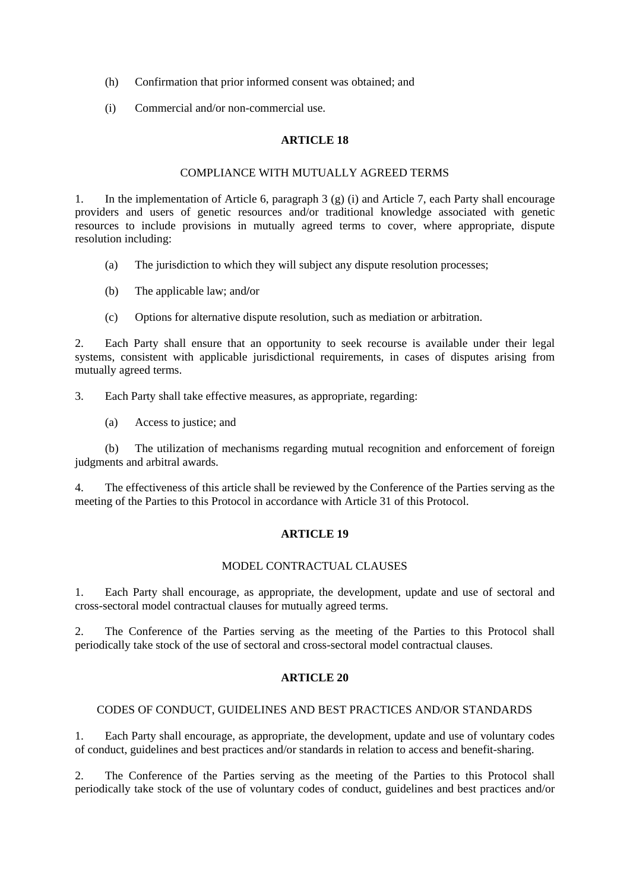(h) Confirmation that prior informed consent was obtained; and

(i) Commercial and/or non-commercial use.

## ARTICLE 18

### COMPLIANCE WITH MUTUALLY AGREED TERMS

1. In the implementation of Article 6, paragraph 3 (g) (i) and Article 7, each Party shall encourage providers and users of genetic resources and/or traditional knowledge associated with genetic resources to include provisions in mutually agreed terms to cover, where appropriate, dispute resolution including:

(a) The jurisdiction to which they will subject any dispute resolution processes;

(b) The applicable law; and/or

(c) Options for alternative dispute resolution, such as mediation or arbitration.

2. Each Party shall ensure that an opportunity to seek recourse is available under their legal systems, consistent with applicable jurisdictional requirements, in cases of disputes arising from mutually agreed terms.

3. Each Party shall take effective measures, as appropriate, regarding:

(a) Access to justice; and

(b) The utilization of mechanisms regarding mutual recognition and enforcement of foreign judgments and arbitral awards.

4. The effectiveness of this article shall be reviewed by the Conference of the Parties serving as the meeting of the Parties to this Protocol in accordance with Article 31 of this Protocol.

## ARTICLE 19

### MODEL CONTRACTUAL CLAUSES

1. Each Party shall encourage, as appropriate, the development, update and use of sectoral and cross-sectoral model contractual clauses for mutually agreed terms.

2. The Conference of the Parties serving as the meeting of the Parties to this Protocol shall periodically take stock of the use of sectoral and cross-sectoral model contractual clauses.

## ARTICLE 20

### CODES OF CONDUCT, GUIDELINES AND BEST PRACTICES AND/OR STANDARDS

1. Each Party shall encourage, as appropriate, the development, update and use of voluntary codes of conduct, guidelines and best practices and/or standards in relation to access and benefit-sharing.

2. The Conference of the Parties serving as the meeting of the Parties to this Protocol shall periodically take stock of the use of voluntary codes of conduct, guidelines and best practices and/or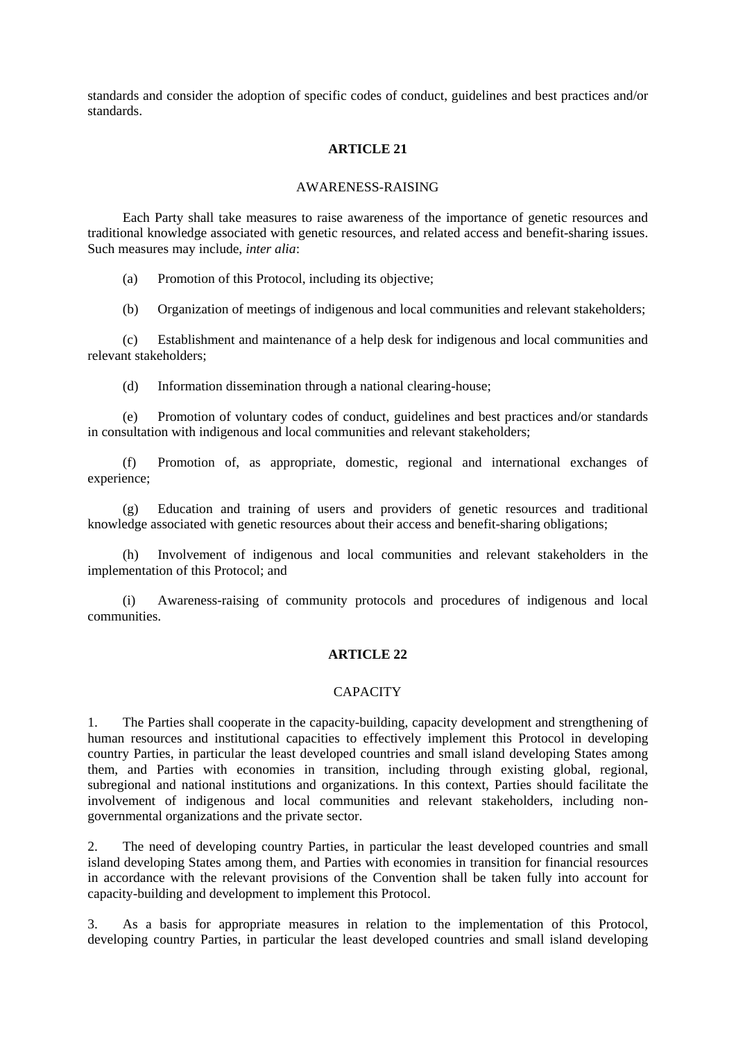standards and consider the adoption of specific codes of conduct, guidelines and best practices and/or standards.

## ARTICLE 21

### AWARENESS-RAISING

Each Party shall take measures to raise awareness of the importance of genetic resources and traditional knowledge associated with genetic resources, and related access and benefit-sharing issues. Such measures may include, *inter alia*:

(a) Promotion of this Protocol, including its objective;

(b) Organization of meetings of indigenous and local communities and relevant stakeholders;

(c) Establishment and maintenance of a help desk for indigenous and local communities and relevant stakeholders;

(d) Information dissemination through a national clearing-house;

(e) Promotion of voluntary codes of conduct, guidelines and best practices and/or standards in consultation with indigenous and local communities and relevant stakeholders;

(f) Promotion of, as appropriate, domestic, regional and international exchanges of experience;

(g) Education and training of users and providers of genetic resources and traditional knowledge associated with genetic resources about their access and benefit-sharing obligations;

(h) Involvement of indigenous and local communities and relevant stakeholders in the implementation of this Protocol; and

(i) Awareness-raising of community protocols and procedures of indigenous and local communities.

## ARTICLE 22

### CAPACITY

1. The Parties shall cooperate in the capacity-building, capacity development and strengthening of human resources and institutional capacities to effectively implement this Protocol in developing country Parties, in particular the least developed countries and small island developing States among them, and Parties with economies in transition, including through existing global, regional, subregional and national institutions and organizations. In this context, Parties should facilitate the involvement of indigenous and local communities and relevant stakeholders, including non-governmental organizations and the private sector.

2. The need of developing country Parties, in particular the least developed countries and small island developing States among them, and Parties with economies in transition for financial resources in accordance with the relevant provisions of the Convention shall be taken fully into account for capacity-building and development to implement this Protocol.

3. As a basis for appropriate measures in relation to the implementation of this Protocol, developing country Parties, in particular the least developed countries and small island developing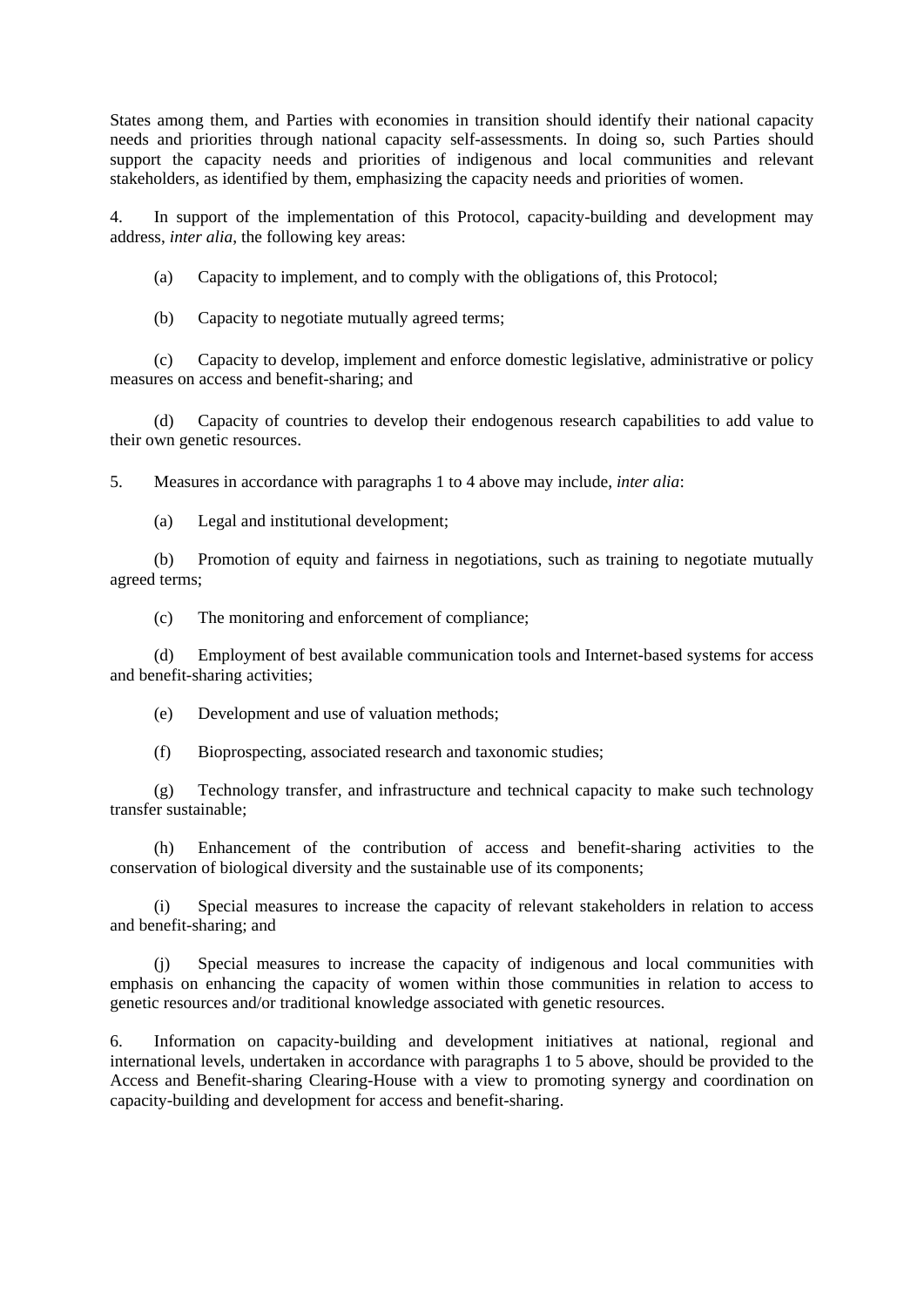States among them, and Parties with economies in transition should identify their national capacity needs and priorities through national capacity self-assessments. In doing so, such Parties should support the capacity needs and priorities of indigenous and local communities and relevant stakeholders, as identified by them, emphasizing the capacity needs and priorities of women.

4. In support of the implementation of this Protocol, capacity-building and development may address, *inter alia*, the following key areas:

(a) Capacity to implement, and to comply with the obligations of, this Protocol;

(b) Capacity to negotiate mutually agreed terms;

(c) Capacity to develop, implement and enforce domestic legislative, administrative or policy measures on access and benefit-sharing; and

(d) Capacity of countries to develop their endogenous research capabilities to add value to their own genetic resources.

5. Measures in accordance with paragraphs 1 to 4 above may include, *inter alia*:

(a) Legal and institutional development;

(b) Promotion of equity and fairness in negotiations, such as training to negotiate mutually agreed terms;

(c) The monitoring and enforcement of compliance;

(d) Employment of best available communication tools and Internet-based systems for access and benefit-sharing activities;

(e) Development and use of valuation methods;

(f) Bioprospecting, associated research and taxonomic studies;

(g) Technology transfer, and infrastructure and technical capacity to make such technology transfer sustainable;

(h) Enhancement of the contribution of access and benefit-sharing activities to the conservation of biological diversity and the sustainable use of its components;

(i) Special measures to increase the capacity of relevant stakeholders in relation to access and benefit-sharing; and

(j) Special measures to increase the capacity of indigenous and local communities with emphasis on enhancing the capacity of women within those communities in relation to access to genetic resources and/or traditional knowledge associated with genetic resources.

6. Information on capacity-building and development initiatives at national, regional and international levels, undertaken in accordance with paragraphs 1 to 5 above, should be provided to the Access and Benefit-sharing Clearing-House with a view to promoting synergy and coordination on capacity-building and development for access and benefit-sharing.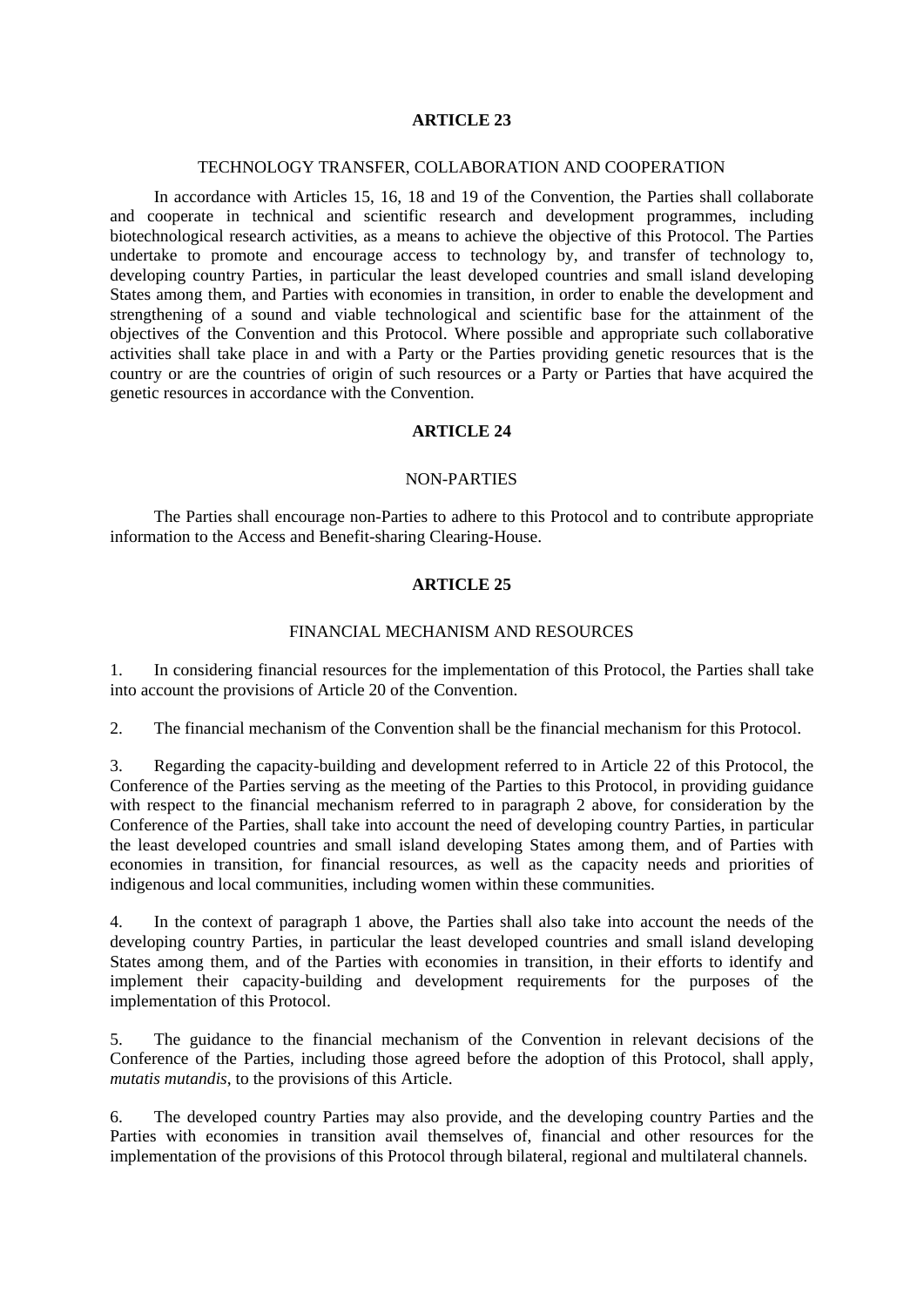## ARTICLE 23

### TECHNOLOGY TRANSFER, COLLABORATION AND COOPERATION

In accordance with Articles 15, 16, 18 and 19 of the Convention, the Parties shall collaborate and cooperate in technical and scientific research and development programmes, including biotechnological research activities, as a means to achieve the objective of this Protocol. The Parties undertake to promote and encourage access to technology by, and transfer of technology to, developing country Parties, in particular the least developed countries and small island developing States among them, and Parties with economies in transition, in order to enable the development and strengthening of a sound and viable technological and scientific base for the attainment of the objectives of the Convention and this Protocol. Where possible and appropriate such collaborative activities shall take place in and with a Party or the Parties providing genetic resources that is the country or are the countries of origin of such resources or a Party or Parties that have acquired the genetic resources in accordance with the Convention.

## ARTICLE 24

### NON-PARTIES

The Parties shall encourage non-Parties to adhere to this Protocol and to contribute appropriate information to the Access and Benefit-sharing Clearing-House.

## ARTICLE 25

### FINANCIAL MECHANISM AND RESOURCES

1. In considering financial resources for the implementation of this Protocol, the Parties shall take into account the provisions of Article 20 of the Convention.

2. The financial mechanism of the Convention shall be the financial mechanism for this Protocol.

3. Regarding the capacity-building and development referred to in Article 22 of this Protocol, the Conference of the Parties serving as the meeting of the Parties to this Protocol, in providing guidance with respect to the financial mechanism referred to in paragraph 2 above, for consideration by the Conference of the Parties, shall take into account the need of developing country Parties, in particular the least developed countries and small island developing States among them, and of Parties with economies in transition, for financial resources, as well as the capacity needs and priorities of indigenous and local communities, including women within these communities.

4. In the context of paragraph 1 above, the Parties shall also take into account the needs of the developing country Parties, in particular the least developed countries and small island developing States among them, and of the Parties with economies in transition, in their efforts to identify and implement their capacity-building and development requirements for the purposes of the implementation of this Protocol.

5. The guidance to the financial mechanism of the Convention in relevant decisions of the Conference of the Parties, including those agreed before the adoption of this Protocol, shall apply, *mutatis mutandis*, to the provisions of this Article.

6. The developed country Parties may also provide, and the developing country Parties and the Parties with economies in transition avail themselves of, financial and other resources for the implementation of the provisions of this Protocol through bilateral, regional and multilateral channels.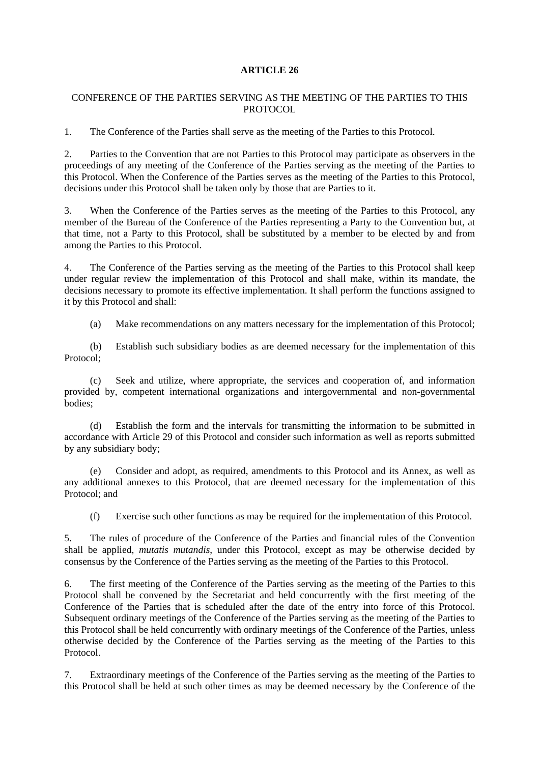## ARTICLE 26

### CONFERENCE OF THE PARTIES SERVING AS THE MEETING OF THE PARTIES TO THIS PROTOCOL

1. The Conference of the Parties shall serve as the meeting of the Parties to this Protocol.

2. Parties to the Convention that are not Parties to this Protocol may participate as observers in the proceedings of any meeting of the Conference of the Parties serving as the meeting of the Parties to this Protocol. When the Conference of the Parties serves as the meeting of the Parties to this Protocol, decisions under this Protocol shall be taken only by those that are Parties to it.

3. When the Conference of the Parties serves as the meeting of the Parties to this Protocol, any member of the Bureau of the Conference of the Parties representing a Party to the Convention but, at that time, not a Party to this Protocol, shall be substituted by a member to be elected by and from among the Parties to this Protocol.

4. The Conference of the Parties serving as the meeting of the Parties to this Protocol shall keep under regular review the implementation of this Protocol and shall make, within its mandate, the decisions necessary to promote its effective implementation. It shall perform the functions assigned to it by this Protocol and shall:

(a) Make recommendations on any matters necessary for the implementation of this Protocol;

(b) Establish such subsidiary bodies as are deemed necessary for the implementation of this Protocol;

(c) Seek and utilize, where appropriate, the services and cooperation of, and information provided by, competent international organizations and intergovernmental and non-governmental bodies;

(d) Establish the form and the intervals for transmitting the information to be submitted in accordance with Article 29 of this Protocol and consider such information as well as reports submitted by any subsidiary body;

(e) Consider and adopt, as required, amendments to this Protocol and its Annex, as well as any additional annexes to this Protocol, that are deemed necessary for the implementation of this Protocol; and

(f) Exercise such other functions as may be required for the implementation of this Protocol.

5. The rules of procedure of the Conference of the Parties and financial rules of the Convention shall be applied, *mutatis mutandis*, under this Protocol, except as may be otherwise decided by consensus by the Conference of the Parties serving as the meeting of the Parties to this Protocol.

6. The first meeting of the Conference of the Parties serving as the meeting of the Parties to this Protocol shall be convened by the Secretariat and held concurrently with the first meeting of the Conference of the Parties that is scheduled after the date of the entry into force of this Protocol. Subsequent ordinary meetings of the Conference of the Parties serving as the meeting of the Parties to this Protocol shall be held concurrently with ordinary meetings of the Conference of the Parties, unless otherwise decided by the Conference of the Parties serving as the meeting of the Parties to this Protocol.

7. Extraordinary meetings of the Conference of the Parties serving as the meeting of the Parties to this Protocol shall be held at such other times as may be deemed necessary by the Conference of the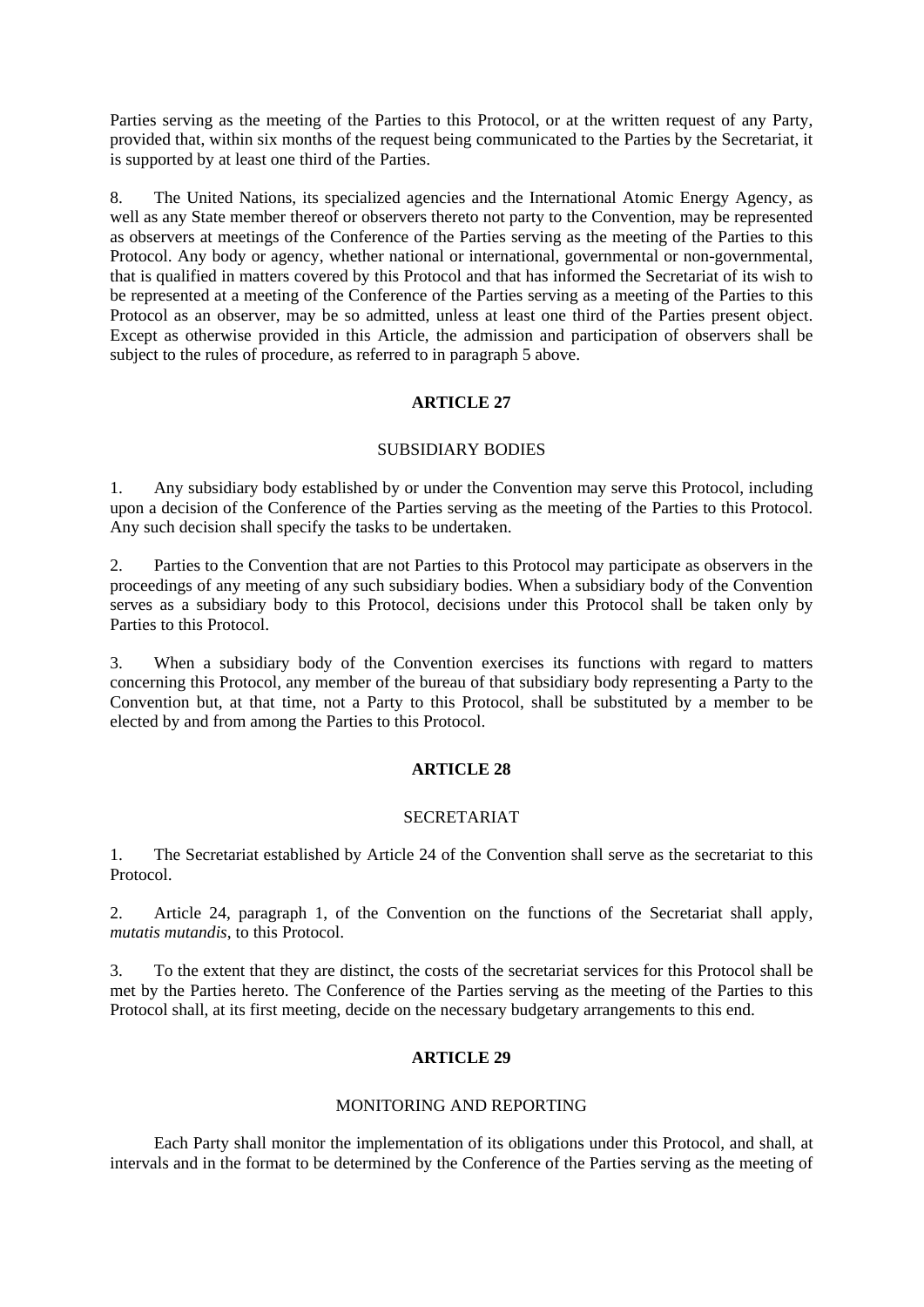Parties serving as the meeting of the Parties to this Protocol, or at the written request of any Party, provided that, within six months of the request being communicated to the Parties by the Secretariat, it is supported by at least one third of the Parties.

8. The United Nations, its specialized agencies and the International Atomic Energy Agency, as well as any State member thereof or observers thereto not party to the Convention, may be represented as observers at meetings of the Conference of the Parties serving as the meeting of the Parties to this Protocol. Any body or agency, whether national or international, governmental or non-governmental, that is qualified in matters covered by this Protocol and that has informed the Secretariat of its wish to be represented at a meeting of the Conference of the Parties serving as a meeting of the Parties to this Protocol as an observer, may be so admitted, unless at least one third of the Parties present object. Except as otherwise provided in this Article, the admission and participation of observers shall be subject to the rules of procedure, as referred to in paragraph 5 above.

## ARTICLE 27

### SUBSIDIARY BODIES

1. Any subsidiary body established by or under the Convention may serve this Protocol, including upon a decision of the Conference of the Parties serving as the meeting of the Parties to this Protocol. Any such decision shall specify the tasks to be undertaken.

2. Parties to the Convention that are not Parties to this Protocol may participate as observers in the proceedings of any meeting of any such subsidiary bodies. When a subsidiary body of the Convention serves as a subsidiary body to this Protocol, decisions under this Protocol shall be taken only by Parties to this Protocol.

3. When a subsidiary body of the Convention exercises its functions with regard to matters concerning this Protocol, any member of the bureau of that subsidiary body representing a Party to the Convention but, at that time, not a Party to this Protocol, shall be substituted by a member to be elected by and from among the Parties to this Protocol.

## ARTICLE 28

### SECRETARIAT

1. The Secretariat established by Article 24 of the Convention shall serve as the secretariat to this Protocol.

2. Article 24, paragraph 1, of the Convention on the functions of the Secretariat shall apply, *mutatis mutandis*, to this Protocol.

3. To the extent that they are distinct, the costs of the secretariat services for this Protocol shall be met by the Parties hereto. The Conference of the Parties serving as the meeting of the Parties to this Protocol shall, at its first meeting, decide on the necessary budgetary arrangements to this end.

## ARTICLE 29

### MONITORING AND REPORTING

Each Party shall monitor the implementation of its obligations under this Protocol, and shall, at intervals and in the format to be determined by the Conference of the Parties serving as the meeting of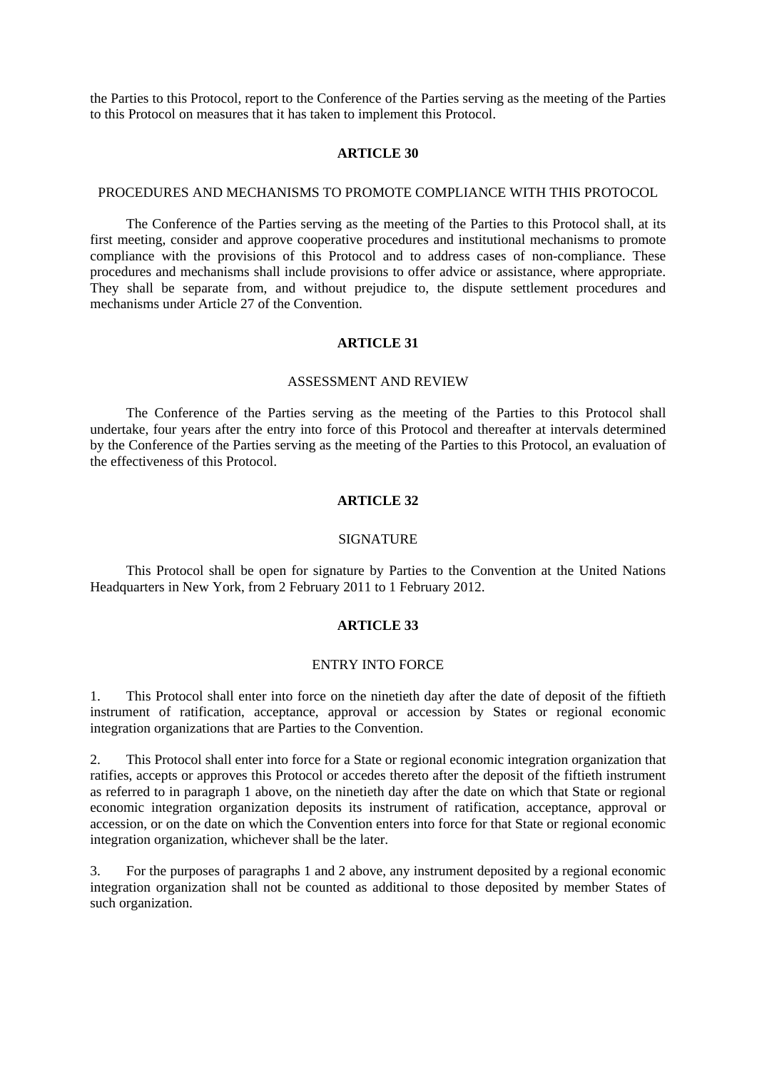the Parties to this Protocol, report to the Conference of the Parties serving as the meeting of the Parties to this Protocol on measures that it has taken to implement this Protocol.

## ARTICLE 30

### PROCEDURES AND MECHANISMS TO PROMOTE COMPLIANCE WITH THIS PROTOCOL

The Conference of the Parties serving as the meeting of the Parties to this Protocol shall, at its first meeting, consider and approve cooperative procedures and institutional mechanisms to promote compliance with the provisions of this Protocol and to address cases of non-compliance. These procedures and mechanisms shall include provisions to offer advice or assistance, where appropriate. They shall be separate from, and without prejudice to, the dispute settlement procedures and mechanisms under Article 27 of the Convention.

## ARTICLE 31

### ASSESSMENT AND REVIEW

The Conference of the Parties serving as the meeting of the Parties to this Protocol shall undertake, four years after the entry into force of this Protocol and thereafter at intervals determined by the Conference of the Parties serving as the meeting of the Parties to this Protocol, an evaluation of the effectiveness of this Protocol.

## ARTICLE 32

### SIGNATURE

This Protocol shall be open for signature by Parties to the Convention at the United Nations Headquarters in New York, from 2 February 2011 to 1 February 2012.

## ARTICLE 33

### ENTRY INTO FORCE

1. This Protocol shall enter into force on the ninetieth day after the date of deposit of the fiftieth instrument of ratification, acceptance, approval or accession by States or regional economic integration organizations that are Parties to the Convention.

2. This Protocol shall enter into force for a State or regional economic integration organization that ratifies, accepts or approves this Protocol or accedes thereto after the deposit of the fiftieth instrument as referred to in paragraph 1 above, on the ninetieth day after the date on which that State or regional economic integration organization deposits its instrument of ratification, acceptance, approval or accession, or on the date on which the Convention enters into force for that State or regional economic integration organization, whichever shall be the later.

3. For the purposes of paragraphs 1 and 2 above, any instrument deposited by a regional economic integration organization shall not be counted as additional to those deposited by member States of such organization.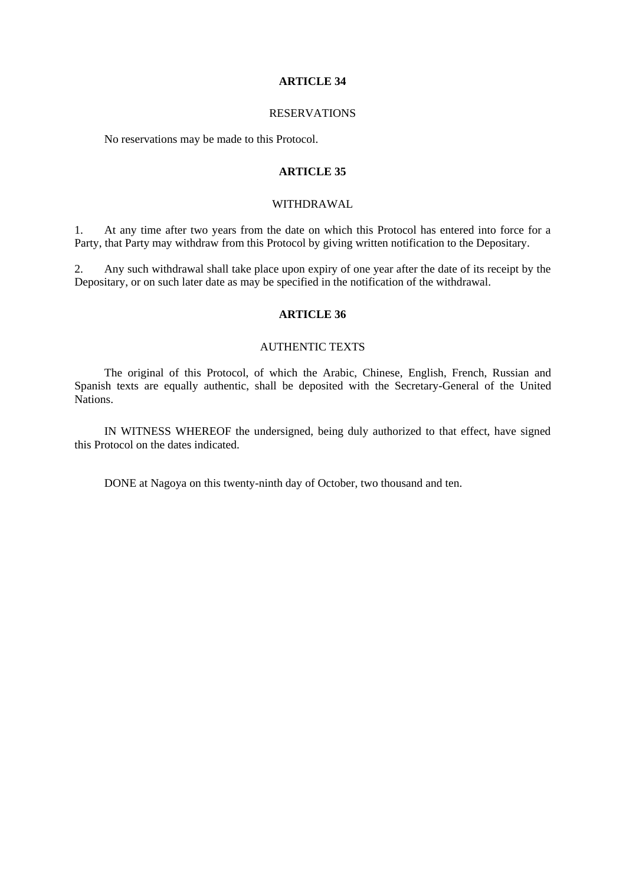## ARTICLE 34

### RESERVATIONS

No reservations may be made to this Protocol.

## ARTICLE 35

### WITHDRAWAL

1. At any time after two years from the date on which this Protocol has entered into force for a Party, that Party may withdraw from this Protocol by giving written notification to the Depositary.

2. Any such withdrawal shall take place upon expiry of one year after the date of its receipt by the Depositary, or on such later date as may be specified in the notification of the withdrawal.

## ARTICLE 36

### AUTHENTIC TEXTS

The original of this Protocol, of which the Arabic, Chinese, English, French, Russian and Spanish texts are equally authentic, shall be deposited with the Secretary-General of the United Nations.

IN WITNESS WHEREOF the undersigned, being duly authorized to that effect, have signed this Protocol on the dates indicated.

DONE at Nagoya on this twenty-ninth day of October, two thousand and ten.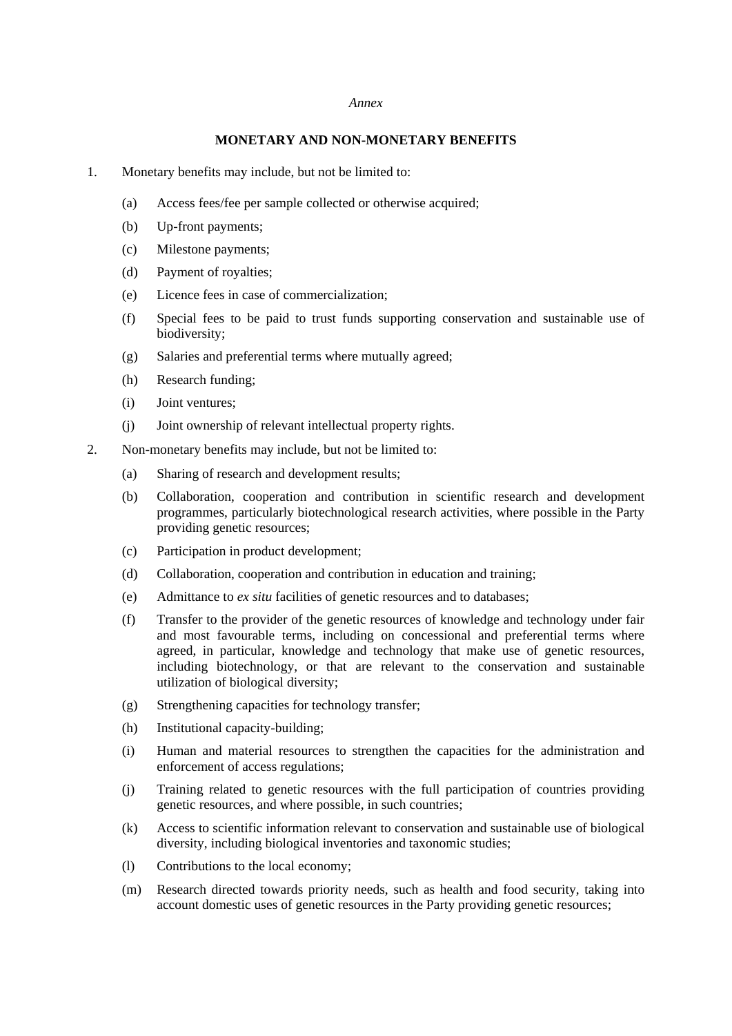*Annex*

## MONETARY AND NON-MONETARY BENEFITS

1. Monetary benefits may include, but not be limited to:

   (a) Access fees/fee per sample collected or otherwise acquired;

   (b) Up-front payments;

   (c) Milestone payments;

   (d) Payment of royalties;

   (e) Licence fees in case of commercialization;

   (f) Special fees to be paid to trust funds supporting conservation and sustainable use of biodiversity;

   (g) Salaries and preferential terms where mutually agreed;

   (h) Research funding;

   (i) Joint ventures;

   (j) Joint ownership of relevant intellectual property rights.

2. Non-monetary benefits may include, but not be limited to:

   (a) Sharing of research and development results;

   (b) Collaboration, cooperation and contribution in scientific research and development programmes, particularly biotechnological research activities, where possible in the Party providing genetic resources;

   (c) Participation in product development;

   (d) Collaboration, cooperation and contribution in education and training;

   (e) Admittance to *ex situ* facilities of genetic resources and to databases;

   (f) Transfer to the provider of the genetic resources of knowledge and technology under fair and most favourable terms, including on concessional and preferential terms where agreed, in particular, knowledge and technology that make use of genetic resources, including biotechnology, or that are relevant to the conservation and sustainable utilization of biological diversity;

   (g) Strengthening capacities for technology transfer;

   (h) Institutional capacity-building;

   (i) Human and material resources to strengthen the capacities for the administration and enforcement of access regulations;

   (j) Training related to genetic resources with the full participation of countries providing genetic resources, and where possible, in such countries;

   (k) Access to scientific information relevant to conservation and sustainable use of biological diversity, including biological inventories and taxonomic studies;

   (l) Contributions to the local economy;

   (m) Research directed towards priority needs, such as health and food security, taking into account domestic uses of genetic resources in the Party providing genetic resources;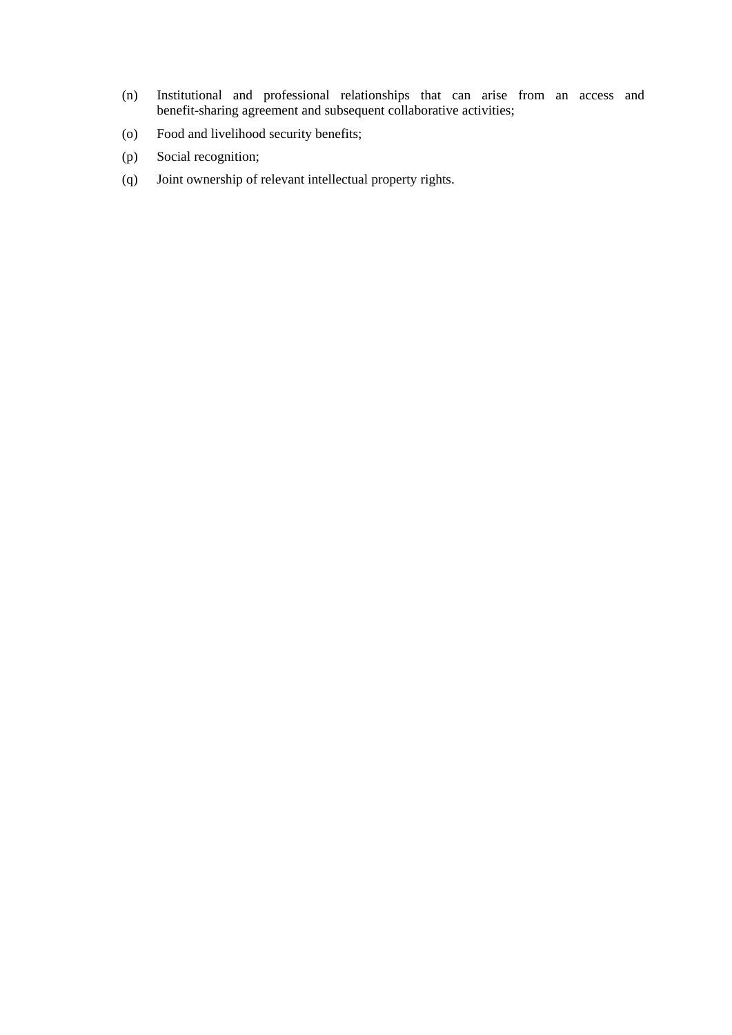(n) Institutional and professional relationships that can arise from an access and benefit-sharing agreement and subsequent collaborative activities;

(o) Food and livelihood security benefits;

(p) Social recognition;

(q) Joint ownership of relevant intellectual property rights.